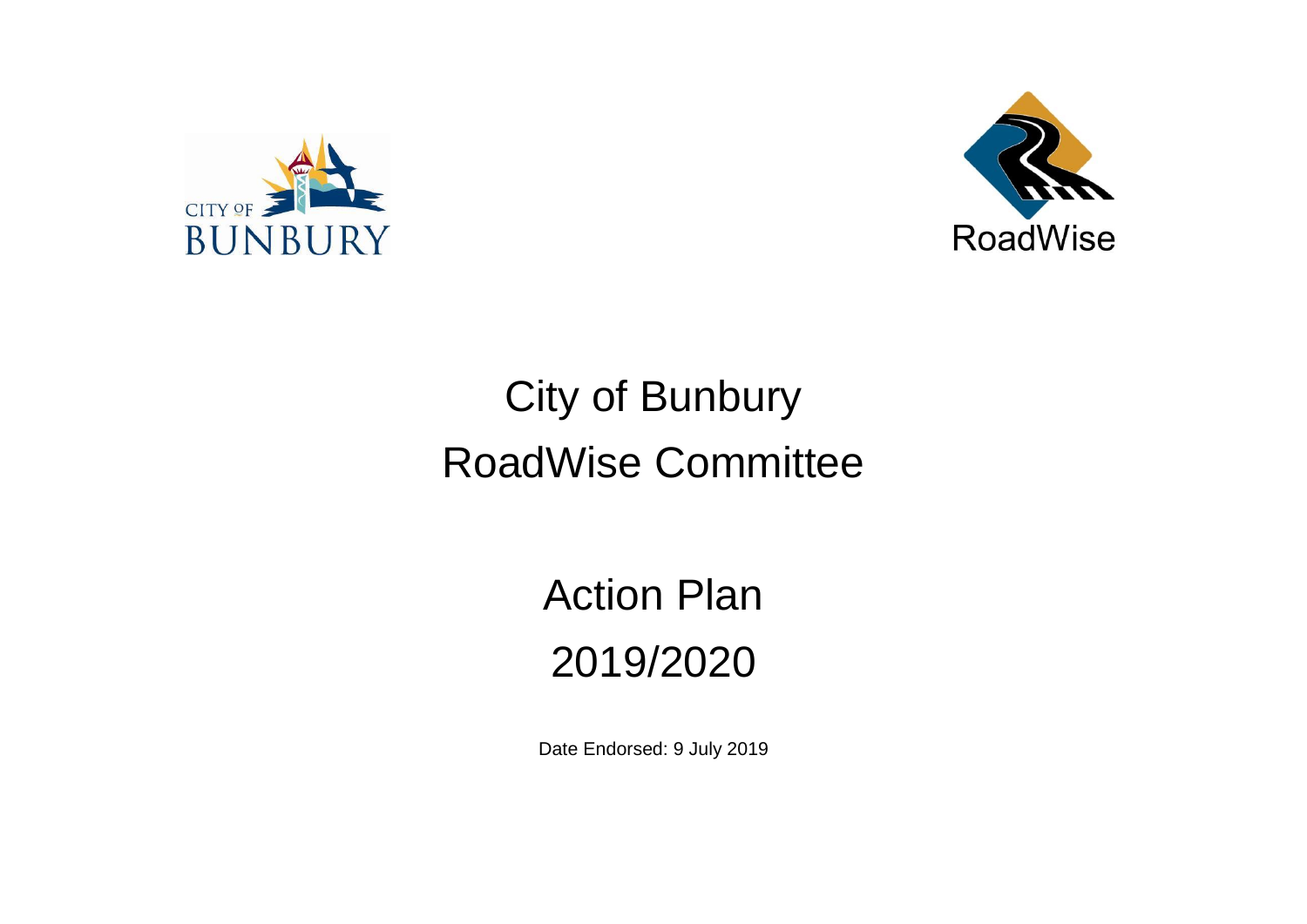# City of Bunbury RoadWise Committee

# Action Plan 2019/2020

Date Endorsed: 9 July 2019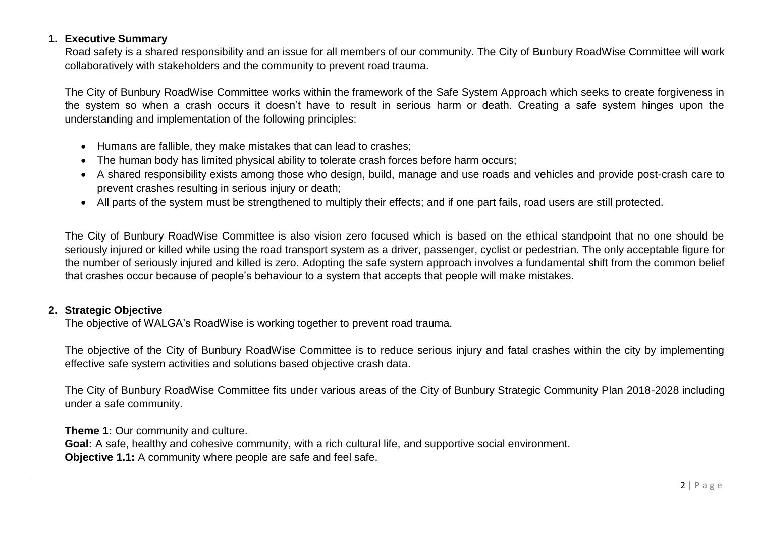## 1. Executive Summary

Road safety is a shared responsibility and an issue for all members of our community. The City of Bunbury RoadWise Committee will work collaboratively with stakeholders and the community to prevent road trauma.

The City of Bunbury RoadWise Committee works within the framework of the Safe System Approach which seeks to create forgiveness in the system so when a crash occurs it doesn't have to result in serious harm or death. Creating a safe system hinges upon the understanding and implementation of the following principles:

- Humans are fallible, they make mistakes that can lead to crashes;
- The human body has limited physical ability to tolerate crash forces before harm occurs;
- A shared responsibility exists among those who design, build, manage and use roads and vehicles and provide post-crash care to prevent crashes resulting in serious injury or death;
- All parts of the system must be strengthened to multiply their effects; and if one part fails, road users are still protected.

The City of Bunbury RoadWise Committee is also vision zero focused which is based on the ethical standpoint that no one should be seriously injured or killed while using the road transport system as a driver, passenger, cyclist or pedestrian. The only acceptable figure for the number of seriously injured and killed is zero. Adopting the safe system approach involves a fundamental shift from the common belief that crashes occur because of people's behaviour to a system that accepts that people will make mistakes.

## 2. Strategic Objective

The objective of WALGA's RoadWise is working together to prevent road trauma.

The objective of the City of Bunbury RoadWise Committee is to reduce serious injury and fatal crashes within the city by implementing effective safe system activities and solutions based objective crash data.

The City of Bunbury RoadWise Committee fits under various areas of the City of Bunbury Strategic Community Plan 2018-2028 including under a safe community.

**Theme 1:** Our community and culture.
**Goal:** A safe, healthy and cohesive community, with a rich cultural life, and supportive social environment.
**Objective 1.1:** A community where people are safe and feel safe.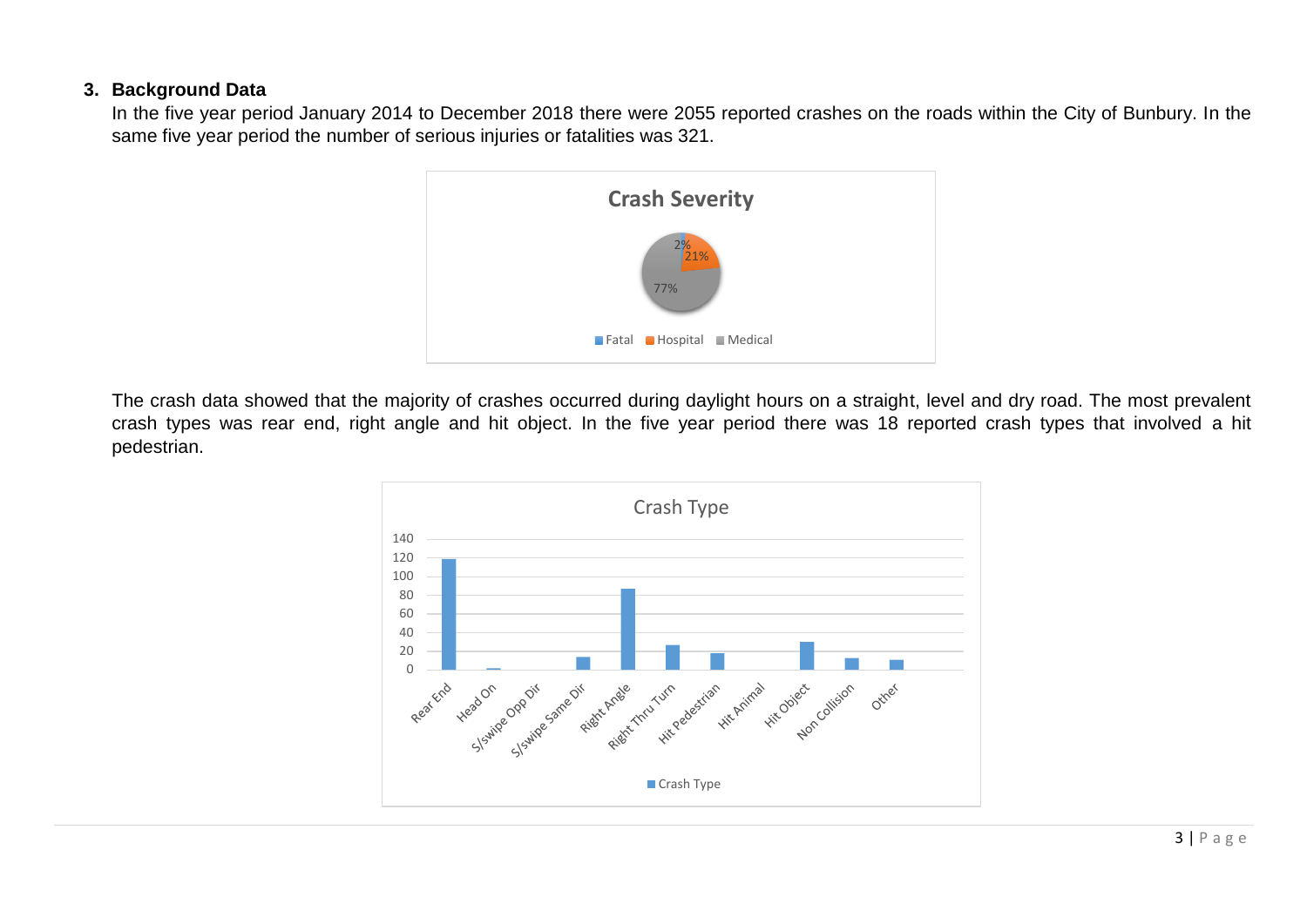## 3. Background Data

In the five year period January 2014 to December 2018 there were 2055 reported crashes on the roads within the City of Bunbury. In the same five year period the number of serious injuries or fatalities was 321.

Crash Severity

2%
21%
77%

Fatal
Hospital
Medical

The crash data showed that the majority of crashes occurred during daylight hours on a straight, level and dry road. The most prevalent crash types was rear end, right angle and hit object. In the five year period there was 18 reported crash types that involved a hit pedestrian.

Crash Type

140
120
100
80
60
40
20
0

Rear End
Head On
S/swipe Opp Dir
S/swipe Same Dir
Right Angle
Right Thru Turn
Hit Pedestrian
Hit Animal
Hit Object
Non Collision
Other

Crash Type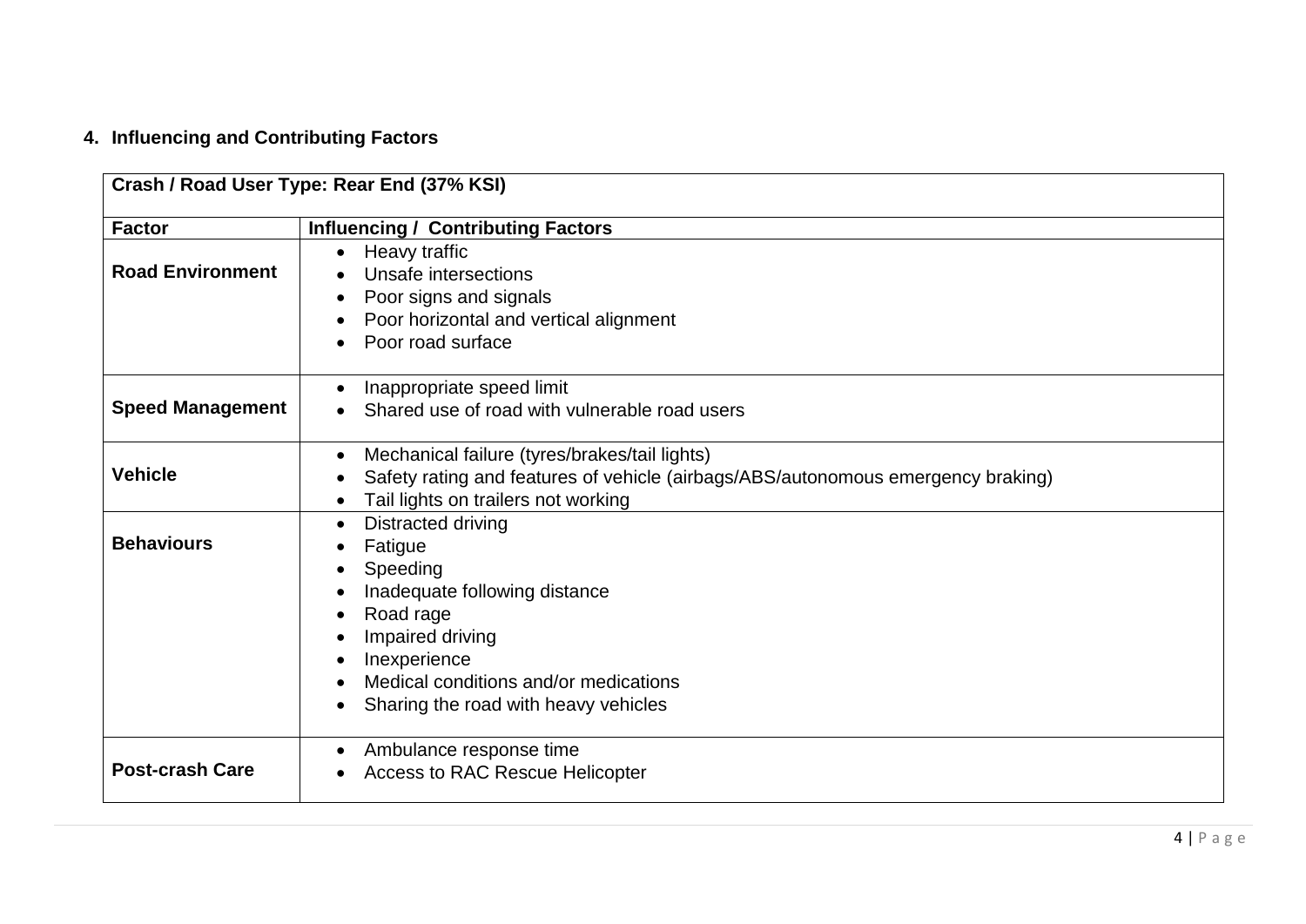## 4. Influencing and Contributing Factors

| Crash / Road User Type: Rear End (37% KSI) | |
|---|---|
| **Factor** | **Influencing / Contributing Factors** |
| **Road Environment** | • Heavy traffic<br>• Unsafe intersections<br>• Poor signs and signals<br>• Poor horizontal and vertical alignment<br>• Poor road surface |
| **Speed Management** | • Inappropriate speed limit<br>• Shared use of road with vulnerable road users |
| **Vehicle** | • Mechanical failure (tyres/brakes/tail lights)<br>• Safety rating and features of vehicle (airbags/ABS/autonomous emergency braking)<br>• Tail lights on trailers not working |
| **Behaviours** | • Distracted driving<br>• Fatigue<br>• Speeding<br>• Inadequate following distance<br>• Road rage<br>• Impaired driving<br>• Inexperience<br>• Medical conditions and/or medications<br>• Sharing the road with heavy vehicles |
| **Post-crash Care** | • Ambulance response time<br>• Access to RAC Rescue Helicopter |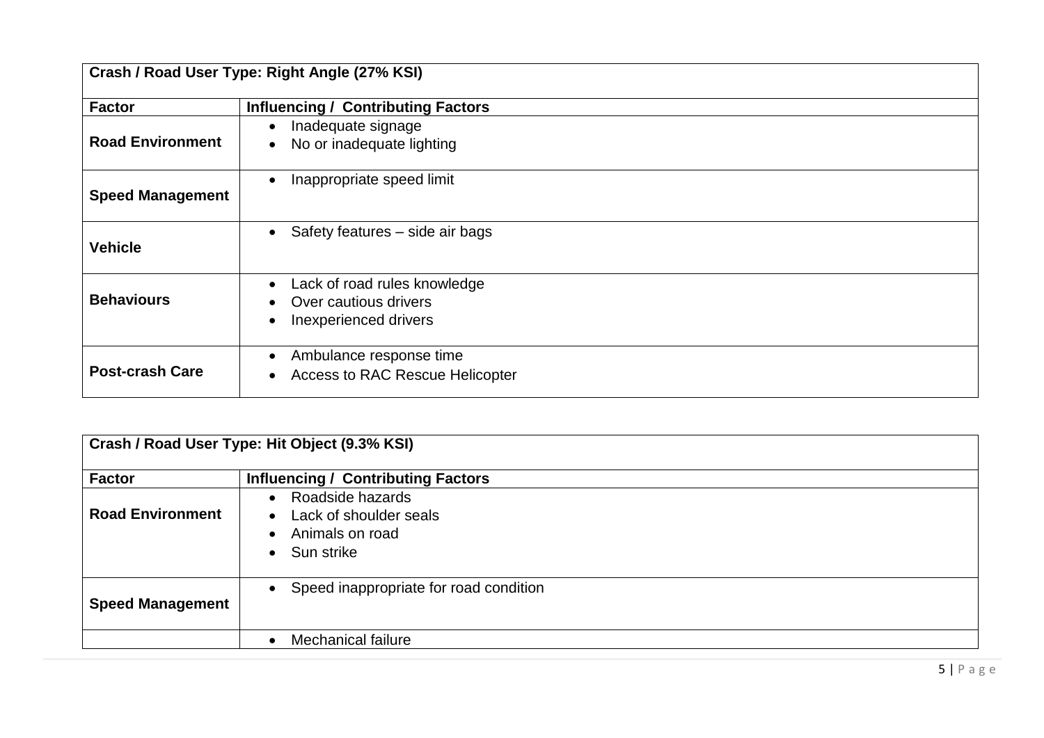| Crash / Road User Type: Right Angle (27% KSI) | |
|---|---|
| **Factor** | **Influencing / Contributing Factors** |
| **Road Environment** | • Inadequate signage<br>• No or inadequate lighting |
| **Speed Management** | • Inappropriate speed limit |
| **Vehicle** | • Safety features – side air bags |
| **Behaviours** | • Lack of road rules knowledge<br>• Over cautious drivers<br>• Inexperienced drivers |
| **Post-crash Care** | • Ambulance response time<br>• Access to RAC Rescue Helicopter |

| Crash / Road User Type: Hit Object (9.3% KSI) | |
|---|---|
| **Factor** | **Influencing / Contributing Factors** |
| **Road Environment** | • Roadside hazards<br>• Lack of shoulder seals<br>• Animals on road<br>• Sun strike |
| **Speed Management** | • Speed inappropriate for road condition |
| | • Mechanical failure |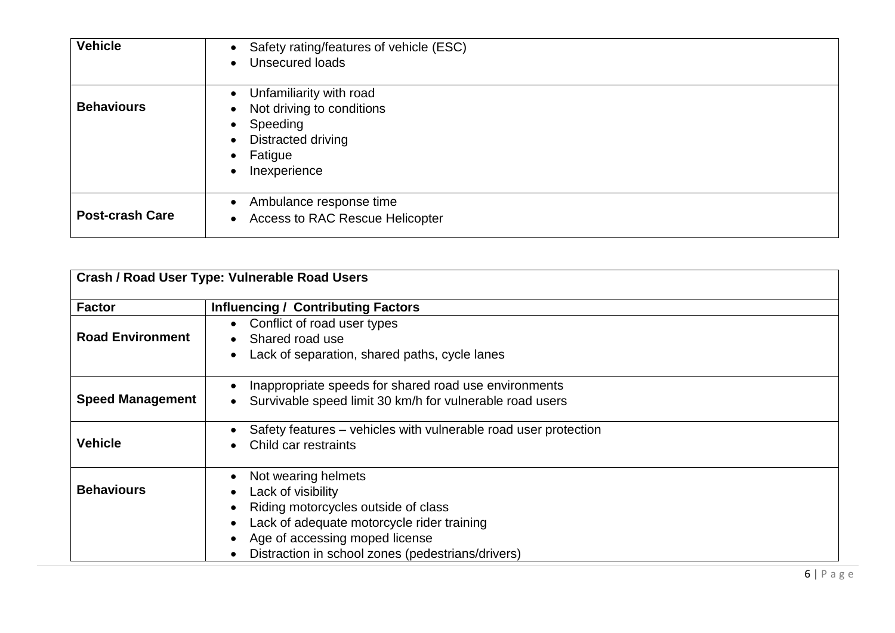| | |
|---|---|
| **Vehicle** | • Safety rating/features of vehicle (ESC)<br>• Unsecured loads |
| **Behaviours** | • Unfamiliarity with road<br>• Not driving to conditions<br>• Speeding<br>• Distracted driving<br>• Fatigue<br>• Inexperience |
| **Post-crash Care** | • Ambulance response time<br>• Access to RAC Rescue Helicopter |

| **Crash / Road User Type: Vulnerable Road Users** | |
|---|---|
| **Factor** | **Influencing / Contributing Factors** |
| **Road Environment** | • Conflict of road user types<br>• Shared road use<br>• Lack of separation, shared paths, cycle lanes |
| **Speed Management** | • Inappropriate speeds for shared road use environments<br>• Survivable speed limit 30 km/h for vulnerable road users |
| **Vehicle** | • Safety features – vehicles with vulnerable road user protection<br>• Child car restraints |
| **Behaviours** | • Not wearing helmets<br>• Lack of visibility<br>• Riding motorcycles outside of class<br>• Lack of adequate motorcycle rider training<br>• Age of accessing moped license<br>• Distraction in school zones (pedestrians/drivers) |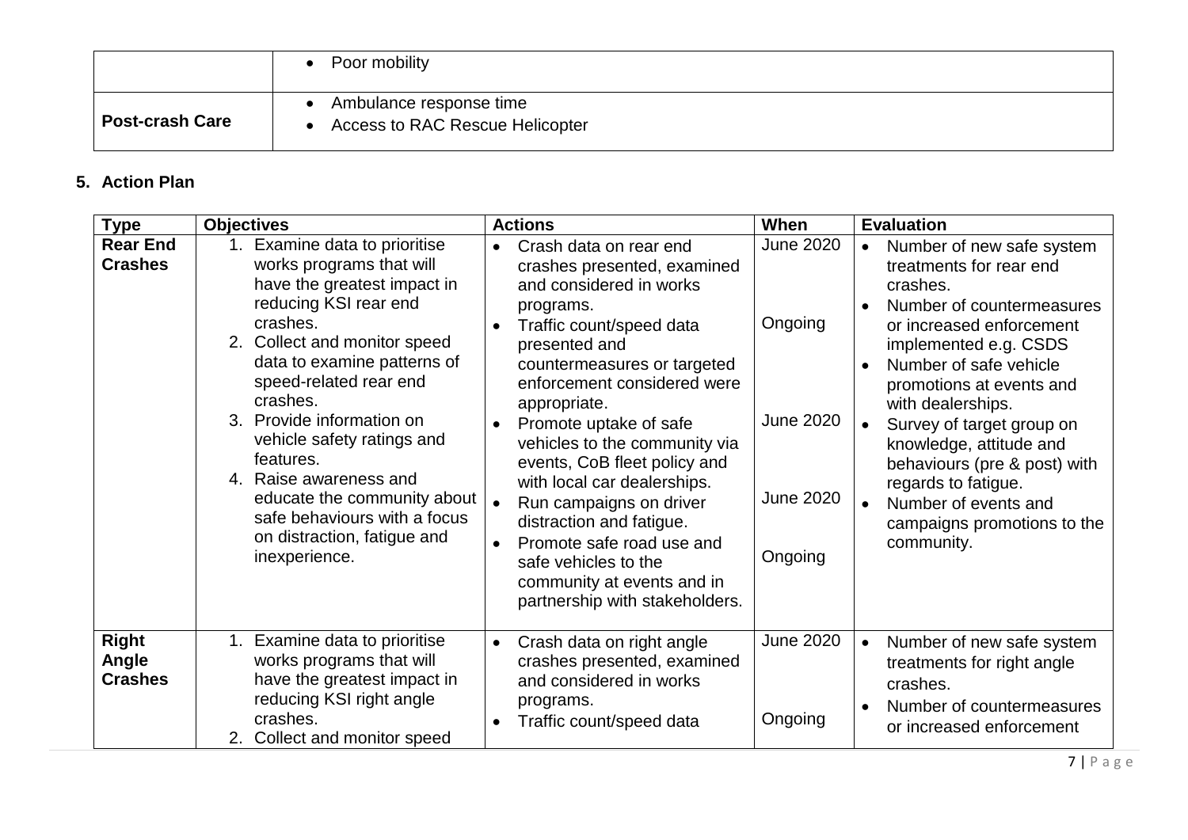| | |
|---|---|
| | • Poor mobility |
| **Post-crash Care** | • Ambulance response time<br>• Access to RAC Rescue Helicopter |

## 5. Action Plan

| Type | Objectives | Actions | When | Evaluation |
|---|---|---|---|---|
| **Rear End Crashes** | 1. Examine data to prioritise works programs that will have the greatest impact in reducing KSI rear end crashes.<br>2. Collect and monitor speed data to examine patterns of speed-related rear end crashes.<br>3. Provide information on vehicle safety ratings and features.<br>4. Raise awareness and educate the community about safe behaviours with a focus on distraction, fatigue and inexperience. | • Crash data on rear end crashes presented, examined and considered in works programs.<br>• Traffic count/speed data presented and countermeasures or targeted enforcement considered were appropriate.<br>• Promote uptake of safe vehicles to the community via events, CoB fleet policy and with local car dealerships.<br>• Run campaigns on driver distraction and fatigue.<br>• Promote safe road use and safe vehicles to the community at events and in partnership with stakeholders. | June 2020<br><br>Ongoing<br><br>June 2020<br><br>June 2020<br><br>Ongoing | • Number of new safe system treatments for rear end crashes.<br>• Number of countermeasures or increased enforcement implemented e.g. CSDS<br>• Number of safe vehicle promotions at events and with dealerships.<br>• Survey of target group on knowledge, attitude and behaviours (pre & post) with regards to fatigue.<br>• Number of events and campaigns promotions to the community. |
| **Right Angle Crashes** | 1. Examine data to prioritise works programs that will have the greatest impact in reducing KSI right angle crashes.<br>2. Collect and monitor speed | • Crash data on right angle crashes presented, examined and considered in works programs.<br>• Traffic count/speed data | June 2020<br><br>Ongoing | • Number of new safe system treatments for right angle crashes.<br>• Number of countermeasures or increased enforcement |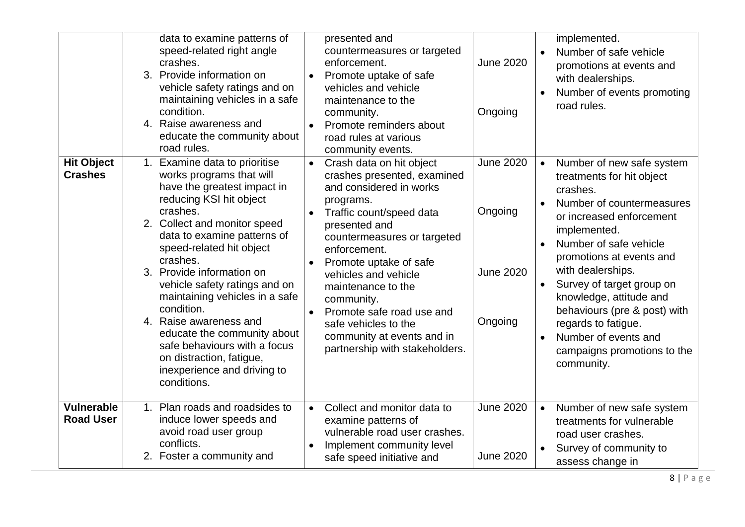| | | | | |
|---|---|---|---|---|
| | data to examine patterns of speed-related right angle crashes.<br>3. Provide information on vehicle safety ratings and on maintaining vehicles in a safe condition.<br>4. Raise awareness and educate the community about road rules. | presented and countermeasures or targeted enforcement.<br>• Promote uptake of safe vehicles and vehicle maintenance to the community.<br>• Promote reminders about road rules at various community events. | June 2020<br><br>Ongoing | implemented.<br>• Number of safe vehicle promotions at events and with dealerships.<br>• Number of events promoting road rules. |
| **Hit Object Crashes** | 1. Examine data to prioritise works programs that will have the greatest impact in reducing KSI hit object crashes.<br>2. Collect and monitor speed data to examine patterns of speed-related hit object crashes.<br>3. Provide information on vehicle safety ratings and on maintaining vehicles in a safe condition.<br>4. Raise awareness and educate the community about safe behaviours with a focus on distraction, fatigue, inexperience and driving to conditions. | • Crash data on hit object crashes presented, examined and considered in works programs.<br>• Traffic count/speed data presented and countermeasures or targeted enforcement.<br>• Promote uptake of safe vehicles and vehicle maintenance to the community.<br>• Promote safe road use and safe vehicles to the community at events and in partnership with stakeholders. | June 2020<br><br>Ongoing<br><br>June 2020<br><br>Ongoing | • Number of new safe system treatments for hit object crashes.<br>• Number of countermeasures or increased enforcement implemented.<br>• Number of safe vehicle promotions at events and with dealerships.<br>• Survey of target group on knowledge, attitude and behaviours (pre & post) with regards to fatigue.<br>• Number of events and campaigns promotions to the community. |
| **Vulnerable Road User** | 1. Plan roads and roadsides to induce lower speeds and avoid road user group conflicts.<br>2. Foster a community and | • Collect and monitor data to examine patterns of vulnerable road user crashes.<br>• Implement community level safe speed initiative and | June 2020<br><br>June 2020 | • Number of new safe system treatments for vulnerable road user crashes.<br>• Survey of community to assess change in |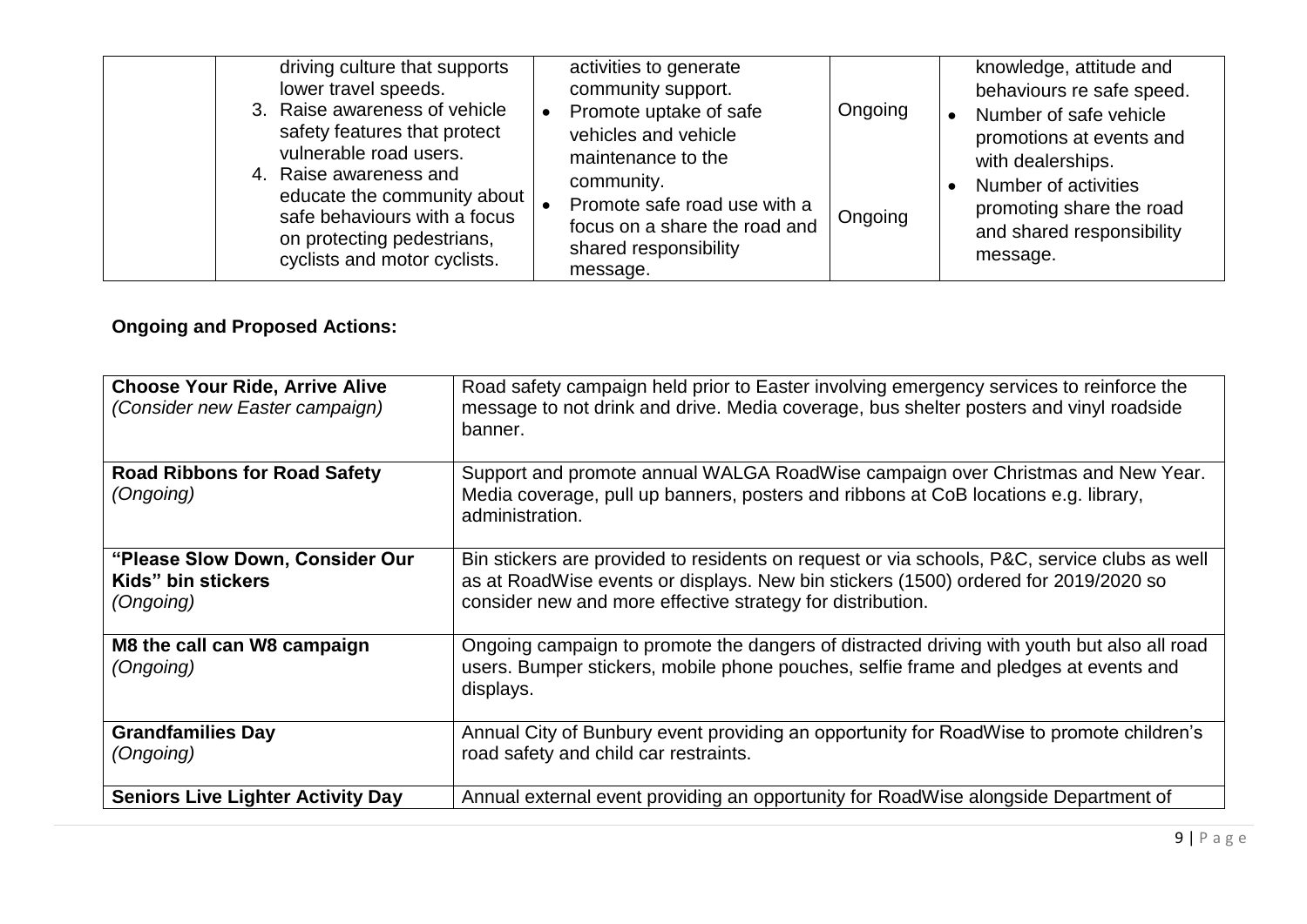| | | | | |
|---|---|---|---|---|
| | driving culture that supports lower travel speeds.<br>3. Raise awareness of vehicle safety features that protect vulnerable road users.<br>4. Raise awareness and educate the community about safe behaviours with a focus on protecting pedestrians, cyclists and motor cyclists. | activities to generate community support.<br>• Promote uptake of safe vehicles and vehicle maintenance to the community.<br>• Promote safe road use with a focus on a share the road and shared responsibility message. | Ongoing<br><br>Ongoing | knowledge, attitude and behaviours re safe speed.<br>• Number of safe vehicle promotions at events and with dealerships.<br>• Number of activities promoting share the road and shared responsibility message. |

**Ongoing and Proposed Actions:**

| | |
|---|---|
| **Choose Your Ride, Arrive Alive**<br>*(Consider new Easter campaign)* | Road safety campaign held prior to Easter involving emergency services to reinforce the message to not drink and drive. Media coverage, bus shelter posters and vinyl roadside banner. |
| **Road Ribbons for Road Safety**<br>*(Ongoing)* | Support and promote annual WALGA RoadWise campaign over Christmas and New Year. Media coverage, pull up banners, posters and ribbons at CoB locations e.g. library, administration. |
| **"Please Slow Down, Consider Our Kids" bin stickers**<br>*(Ongoing)* | Bin stickers are provided to residents on request or via schools, P&C, service clubs as well as at RoadWise events or displays. New bin stickers (1500) ordered for 2019/2020 so consider new and more effective strategy for distribution. |
| **M8 the call can W8 campaign**<br>*(Ongoing)* | Ongoing campaign to promote the dangers of distracted driving with youth but also all road users. Bumper stickers, mobile phone pouches, selfie frame and pledges at events and displays. |
| **Grandfamilies Day**<br>*(Ongoing)* | Annual City of Bunbury event providing an opportunity for RoadWise to promote children's road safety and child car restraints. |
| **Seniors Live Lighter Activity Day** | Annual external event providing an opportunity for RoadWise alongside Department of |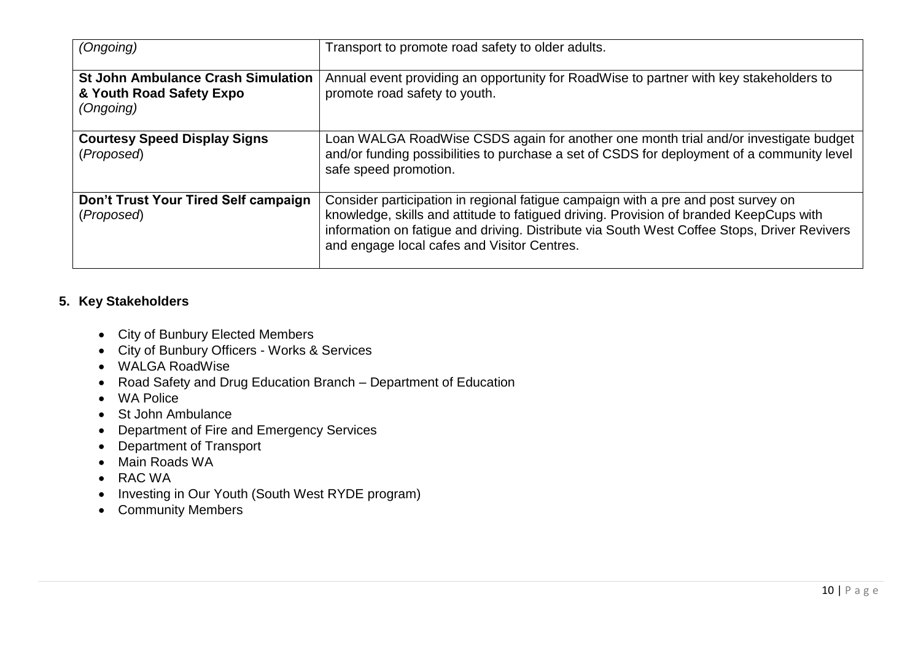| | |
|---|---|
| *(Ongoing)* | Transport to promote road safety to older adults. |
| **St John Ambulance Crash Simulation & Youth Road Safety Expo** *(Ongoing)* | Annual event providing an opportunity for RoadWise to partner with key stakeholders to promote road safety to youth. |
| **Courtesy Speed Display Signs** (*Proposed*) | Loan WALGA RoadWise CSDS again for another one month trial and/or investigate budget and/or funding possibilities to purchase a set of CSDS for deployment of a community level safe speed promotion. |
| **Don't Trust Your Tired Self campaign** (*Proposed*) | Consider participation in regional fatigue campaign with a pre and post survey on knowledge, skills and attitude to fatigued driving. Provision of branded KeepCups with information on fatigue and driving. Distribute via South West Coffee Stops, Driver Revivers and engage local cafes and Visitor Centres. |

## 5. Key Stakeholders

- City of Bunbury Elected Members
- City of Bunbury Officers - Works & Services
- WALGA RoadWise
- Road Safety and Drug Education Branch – Department of Education
- WA Police
- St John Ambulance
- Department of Fire and Emergency Services
- Department of Transport
- Main Roads WA
- RAC WA
- Investing in Our Youth (South West RYDE program)
- Community Members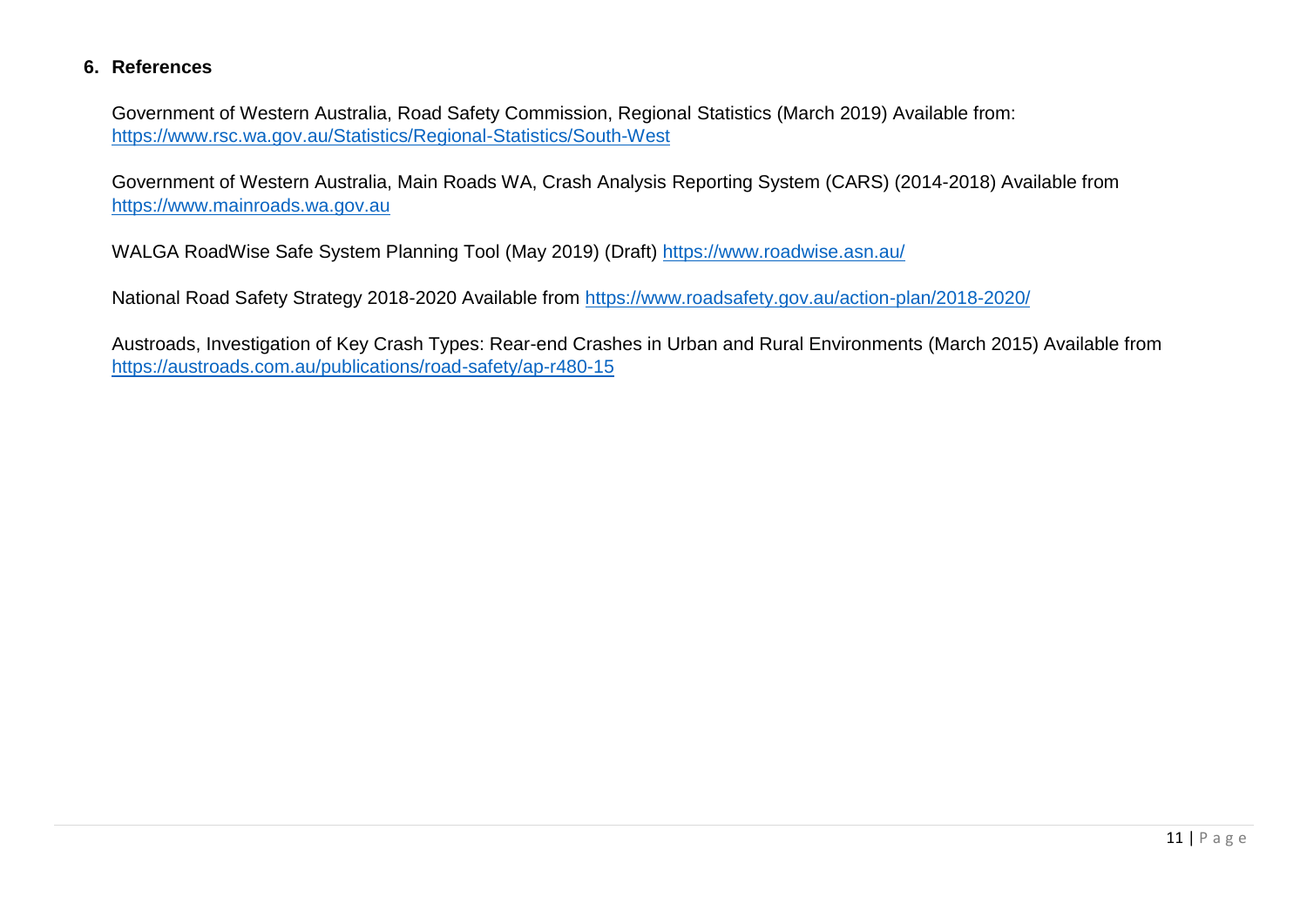## 6. References

Government of Western Australia, Road Safety Commission, Regional Statistics (March 2019) Available from: https://www.rsc.wa.gov.au/Statistics/Regional-Statistics/South-West

Government of Western Australia, Main Roads WA, Crash Analysis Reporting System (CARS) (2014-2018) Available from https://www.mainroads.wa.gov.au

WALGA RoadWise Safe System Planning Tool (May 2019) (Draft) https://www.roadwise.asn.au/

National Road Safety Strategy 2018-2020 Available from https://www.roadsafety.gov.au/action-plan/2018-2020/

Austroads, Investigation of Key Crash Types: Rear-end Crashes in Urban and Rural Environments (March 2015) Available from https://austroads.com.au/publications/road-safety/ap-r480-15